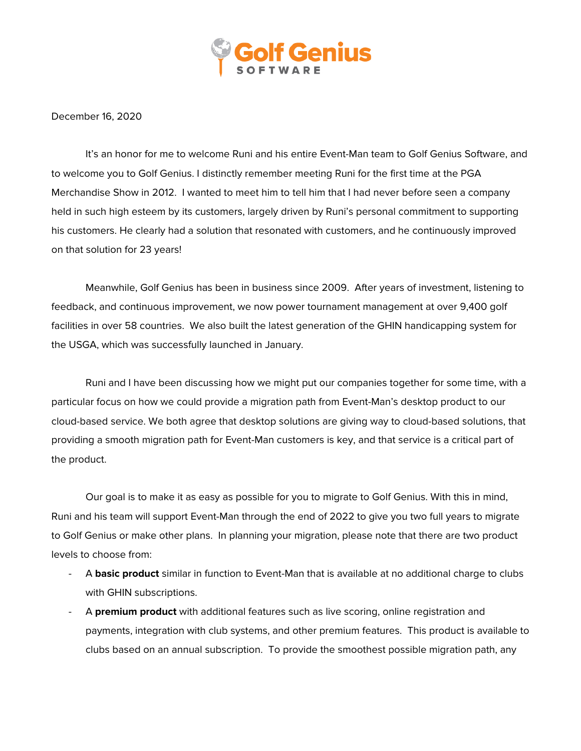Golf Genius SOFTWARE

December 16, 2020

It's an honor for me to welcome Runi and his entire Event-Man team to Golf Genius Software, and to welcome you to Golf Genius. I distinctly remember meeting Runi for the first time at the PGA Merchandise Show in 2012. I wanted to meet him to tell him that I had never before seen a company held in such high esteem by its customers, largely driven by Runi's personal commitment to supporting his customers. He clearly had a solution that resonated with customers, and he continuously improved on that solution for 23 years!

Meanwhile, Golf Genius has been in business since 2009. After years of investment, listening to feedback, and continuous improvement, we now power tournament management at over 9,400 golf facilities in over 58 countries. We also built the latest generation of the GHIN handicapping system for the USGA, which was successfully launched in January.

Runi and I have been discussing how we might put our companies together for some time, with a particular focus on how we could provide a migration path from Event-Man's desktop product to our cloud-based service. We both agree that desktop solutions are giving way to cloud-based solutions, that providing a smooth migration path for Event-Man customers is key, and that service is a critical part of the product.

Our goal is to make it as easy as possible for you to migrate to Golf Genius. With this in mind, Runi and his team will support Event-Man through the end of 2022 to give you two full years to migrate to Golf Genius or make other plans. In planning your migration, please note that there are two product levels to choose from:

- A **basic product** similar in function to Event-Man that is available at no additional charge to clubs with GHIN subscriptions.
- A **premium product** with additional features such as live scoring, online registration and payments, integration with club systems, and other premium features. This product is available to clubs based on an annual subscription. To provide the smoothest possible migration path, any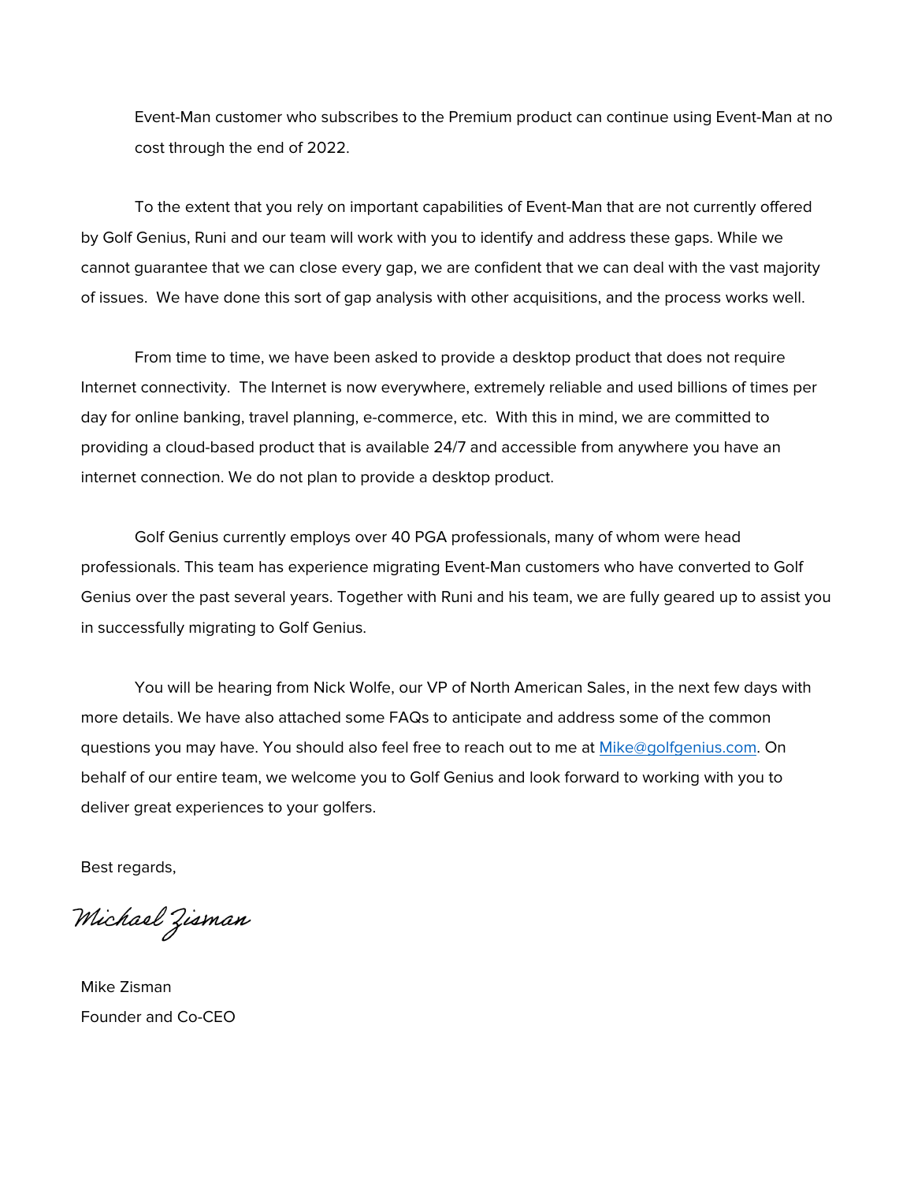Event-Man customer who subscribes to the Premium product can continue using Event-Man at no cost through the end of 2022.

To the extent that you rely on important capabilities of Event-Man that are not currently offered by Golf Genius, Runi and our team will work with you to identify and address these gaps. While we cannot guarantee that we can close every gap, we are confident that we can deal with the vast majority of issues. We have done this sort of gap analysis with other acquisitions, and the process works well.

From time to time, we have been asked to provide a desktop product that does not require Internet connectivity. The Internet is now everywhere, extremely reliable and used billions of times per day for online banking, travel planning, e-commerce, etc. With this in mind, we are committed to providing a cloud-based product that is available 24/7 and accessible from anywhere you have an internet connection. We do not plan to provide a desktop product.

Golf Genius currently employs over 40 PGA professionals, many of whom were head professionals. This team has experience migrating Event-Man customers who have converted to Golf Genius over the past several years. Together with Runi and his team, we are fully geared up to assist you in successfully migrating to Golf Genius.

You will be hearing from Nick Wolfe, our VP of North American Sales, in the next few days with more details. We have also attached some FAQs to anticipate and address some of the common questions you may have. You should also feel free to reach out to me at Mike@golfgenius.com. On behalf of our entire team, we welcome you to Golf Genius and look forward to working with you to deliver great experiences to your golfers.

Best regards,

*Michael Zisman*

Mike Zisman
Founder and Co-CEO